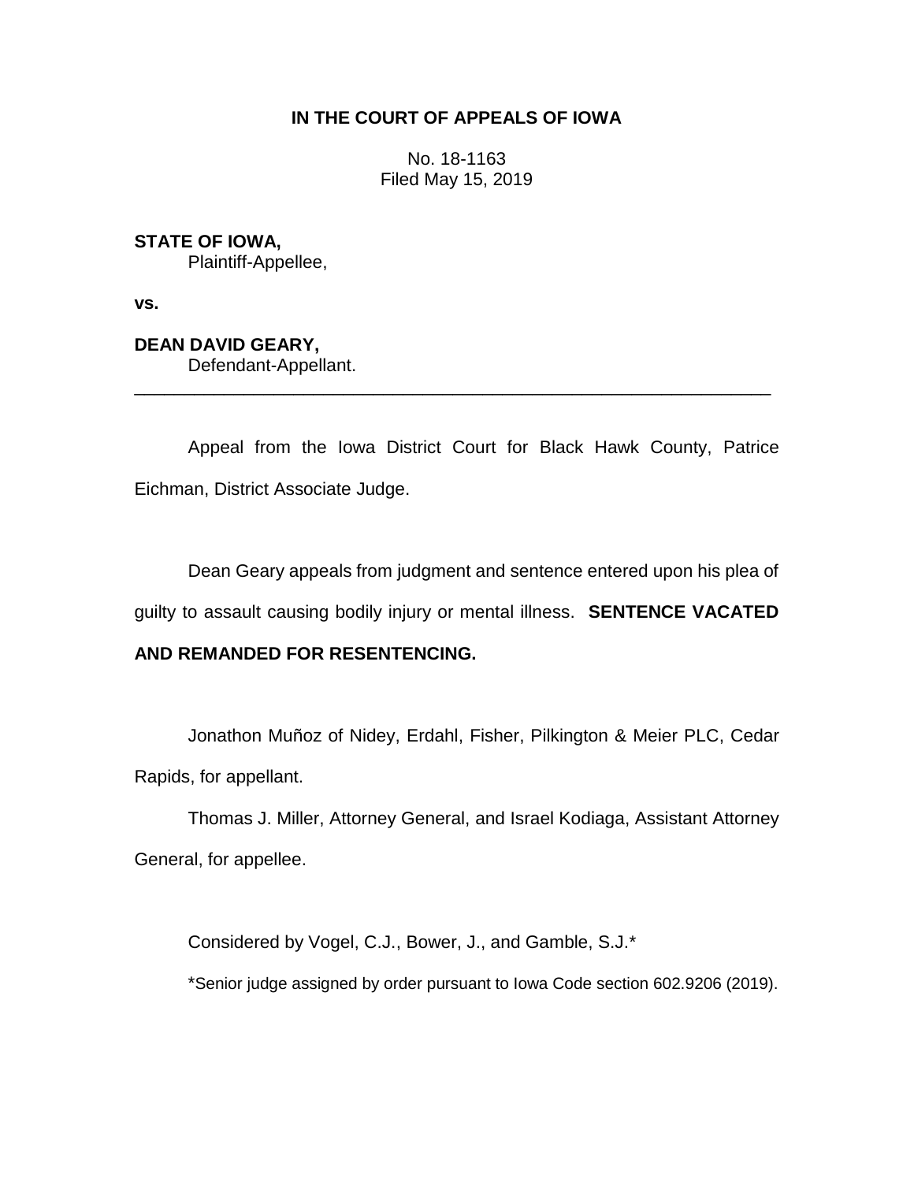# IN THE COURT OF APPEALS OF IOWA

No. 18-1163
Filed May 15, 2019

**STATE OF IOWA,**
Plaintiff-Appellee,

**vs.**

**DEAN DAVID GEARY,**
Defendant-Appellant.

---

Appeal from the Iowa District Court for Black Hawk County, Patrice Eichman, District Associate Judge.

Dean Geary appeals from judgment and sentence entered upon his plea of guilty to assault causing bodily injury or mental illness. **SENTENCE VACATED AND REMANDED FOR RESENTENCING.**

Jonathon Muñoz of Nidey, Erdahl, Fisher, Pilkington & Meier PLC, Cedar Rapids, for appellant.

Thomas J. Miller, Attorney General, and Israel Kodiaga, Assistant Attorney General, for appellee.

Considered by Vogel, C.J., Bower, J., and Gamble, S.J.*

*Senior judge assigned by order pursuant to Iowa Code section 602.9206 (2019).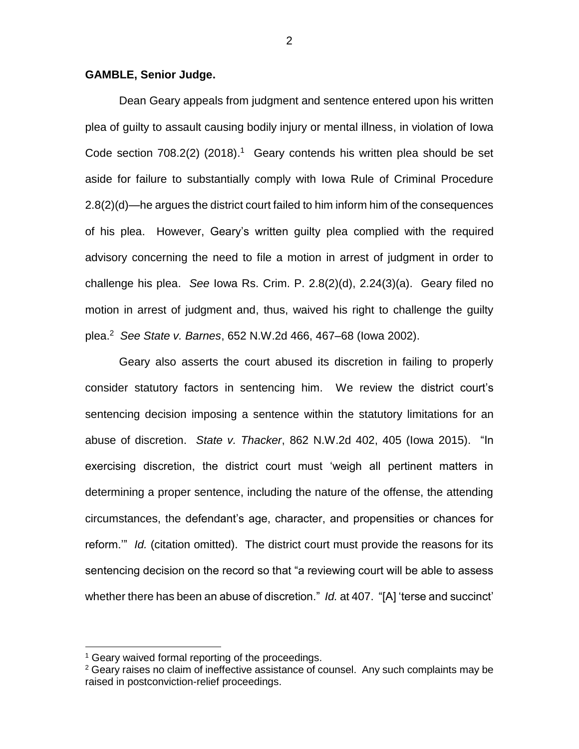**GAMBLE, Senior Judge.**

Dean Geary appeals from judgment and sentence entered upon his written plea of guilty to assault causing bodily injury or mental illness, in violation of Iowa Code section 708.2(2) (2018).[1] Geary contends his written plea should be set aside for failure to substantially comply with Iowa Rule of Criminal Procedure 2.8(2)(d)—he argues the district court failed to him inform him of the consequences of his plea. However, Geary's written guilty plea complied with the required advisory concerning the need to file a motion in arrest of judgment in order to challenge his plea. *See* Iowa Rs. Crim. P. 2.8(2)(d), 2.24(3)(a). Geary filed no motion in arrest of judgment and, thus, waived his right to challenge the guilty plea.[2] *See State v. Barnes*, 652 N.W.2d 466, 467–68 (Iowa 2002).

Geary also asserts the court abused its discretion in failing to properly consider statutory factors in sentencing him. We review the district court's sentencing decision imposing a sentence within the statutory limitations for an abuse of discretion. *State v. Thacker*, 862 N.W.2d 402, 405 (Iowa 2015). "In exercising discretion, the district court must 'weigh all pertinent matters in determining a proper sentence, including the nature of the offense, the attending circumstances, the defendant's age, character, and propensities or chances for reform.'" *Id.* (citation omitted). The district court must provide the reasons for its sentencing decision on the record so that "a reviewing court will be able to assess whether there has been an abuse of discretion." *Id.* at 407. "[A] 'terse and succinct'

---

[1] Geary waived formal reporting of the proceedings.

[2] Geary raises no claim of ineffective assistance of counsel. Any such complaints may be raised in postconviction-relief proceedings.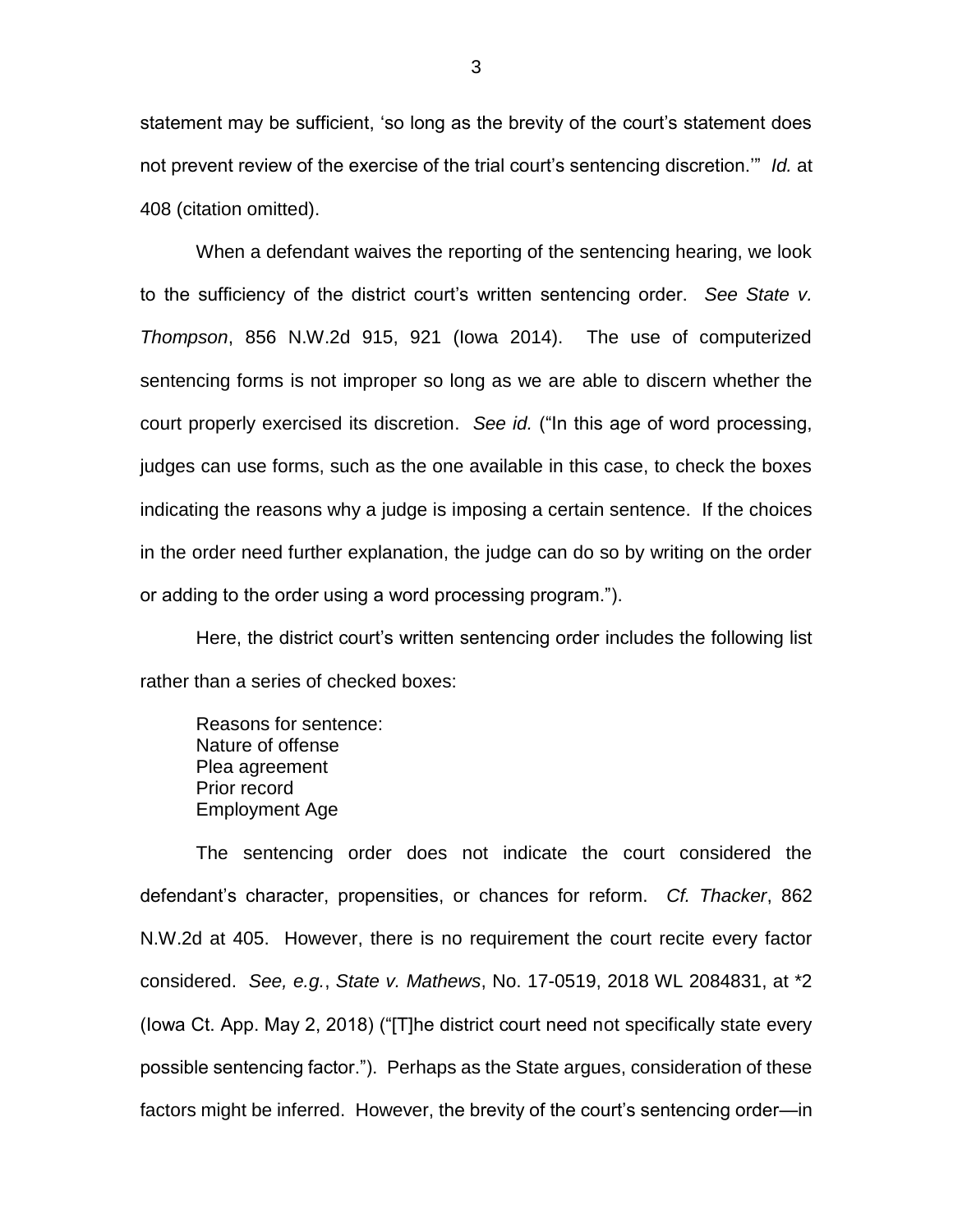statement may be sufficient, 'so long as the brevity of the court's statement does not prevent review of the exercise of the trial court's sentencing discretion.'" *Id.* at 408 (citation omitted).

When a defendant waives the reporting of the sentencing hearing, we look to the sufficiency of the district court's written sentencing order. *See State v. Thompson*, 856 N.W.2d 915, 921 (Iowa 2014). The use of computerized sentencing forms is not improper so long as we are able to discern whether the court properly exercised its discretion. *See id.* ("In this age of word processing, judges can use forms, such as the one available in this case, to check the boxes indicating the reasons why a judge is imposing a certain sentence. If the choices in the order need further explanation, the judge can do so by writing on the order or adding to the order using a word processing program.").

Here, the district court's written sentencing order includes the following list rather than a series of checked boxes:

> Reasons for sentence:
> Nature of offense
> Plea agreement
> Prior record
> Employment Age

The sentencing order does not indicate the court considered the defendant's character, propensities, or chances for reform. *Cf. Thacker*, 862 N.W.2d at 405. However, there is no requirement the court recite every factor considered. *See, e.g.*, *State v. Mathews*, No. 17-0519, 2018 WL 2084831, at *2 (Iowa Ct. App. May 2, 2018) ("[T]he district court need not specifically state every possible sentencing factor."). Perhaps as the State argues, consideration of these factors might be inferred. However, the brevity of the court's sentencing order—in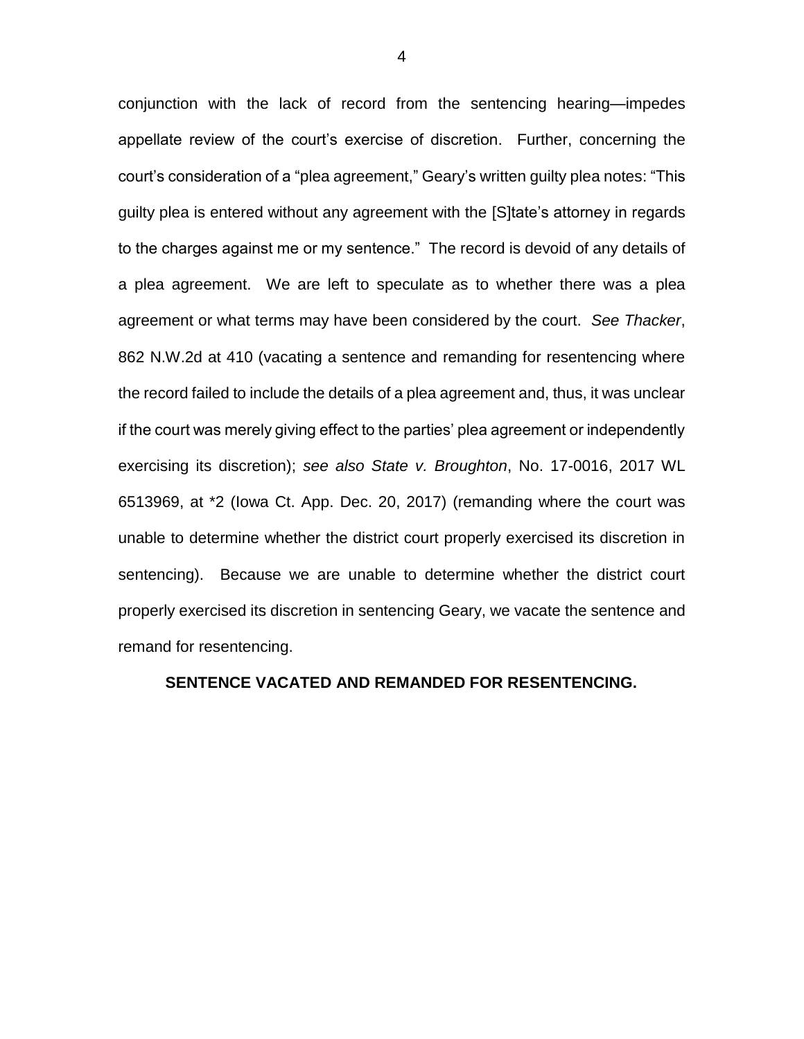conjunction with the lack of record from the sentencing hearing—impedes appellate review of the court's exercise of discretion. Further, concerning the court's consideration of a "plea agreement," Geary's written guilty plea notes: "This guilty plea is entered without any agreement with the [S]tate's attorney in regards to the charges against me or my sentence." The record is devoid of any details of a plea agreement. We are left to speculate as to whether there was a plea agreement or what terms may have been considered by the court. *See Thacker*, 862 N.W.2d at 410 (vacating a sentence and remanding for resentencing where the record failed to include the details of a plea agreement and, thus, it was unclear if the court was merely giving effect to the parties' plea agreement or independently exercising its discretion); *see also State v. Broughton*, No. 17-0016, 2017 WL 6513969, at *2 (Iowa Ct. App. Dec. 20, 2017) (remanding where the court was unable to determine whether the district court properly exercised its discretion in sentencing). Because we are unable to determine whether the district court properly exercised its discretion in sentencing Geary, we vacate the sentence and remand for resentencing.

**SENTENCE VACATED AND REMANDED FOR RESENTENCING.**